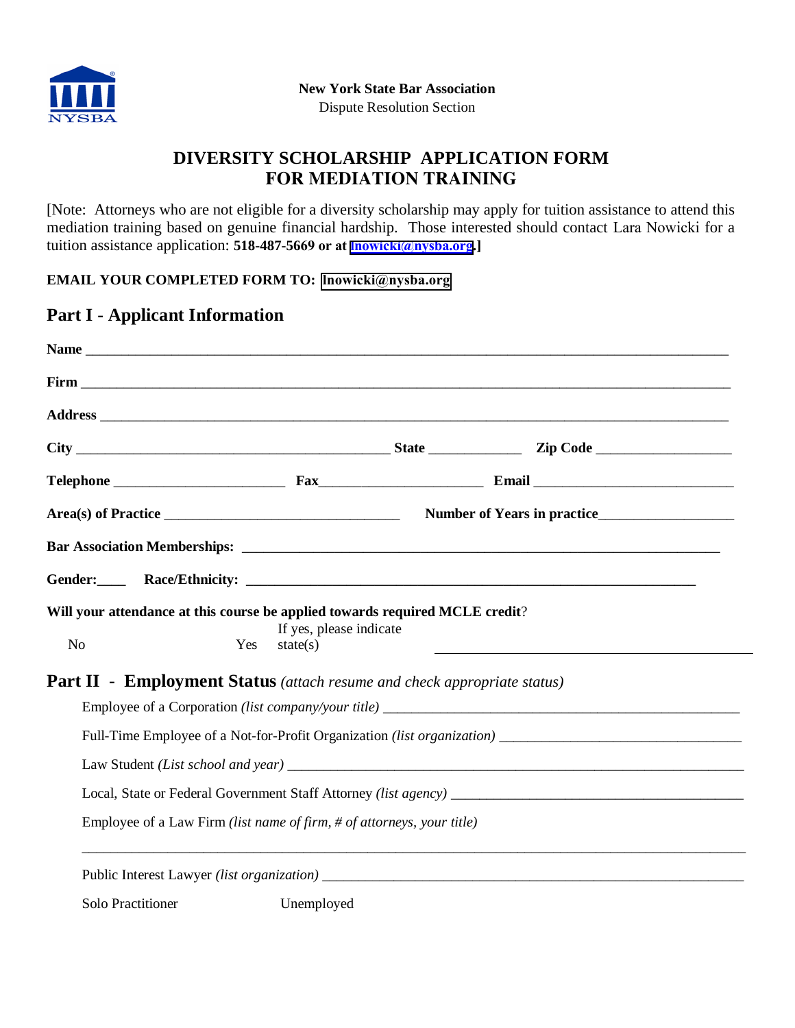**New York State Bar Association**
Dispute Resolution Section

# DIVERSITY SCHOLARSHIP APPLICATION FORM FOR MEDIATION TRAINING

[Note: Attorneys who are not eligible for a diversity scholarship may apply for tuition assistance to attend this mediation training based on genuine financial hardship. Those interested should contact Lara Nowicki for a tuition assistance application: **518-487-5669 or at lnowicki@nysba.org.]**

**EMAIL YOUR COMPLETED FORM TO: lnowicki@nysba.org**

## Part I - Applicant Information

**Name** ______________________________________________

**Firm** ______________________________________________

**Address** ______________________________________________

**City** ______________________ **State** __________ **Zip Code** ______________

**Telephone** ______________ **Fax** ______________ **Email** ______________

**Area(s) of Practice** ______________________ **Number of Years in practice** ______________

**Bar Association Memberships:** ______________________________________________

**Gender:** ____ **Race/Ethnicity:** ______________________________________________

**Will your attendance at this course be applied towards required MCLE credit**?

No Yes If yes, please indicate state(s) ______________________

## Part II - Employment Status *(attach resume and check appropriate status)*

Employee of a Corporation *(list company/your title)* ______________________

Full-Time Employee of a Not-for-Profit Organization *(list organization)* ______________________

Law Student *(List school and year)* ______________________

Local, State or Federal Government Staff Attorney *(list agency)* ______________________

Employee of a Law Firm *(list name of firm, # of attorneys, your title)*

______________________________________________

Public Interest Lawyer *(list organization)* ______________________

Solo Practitioner Unemployed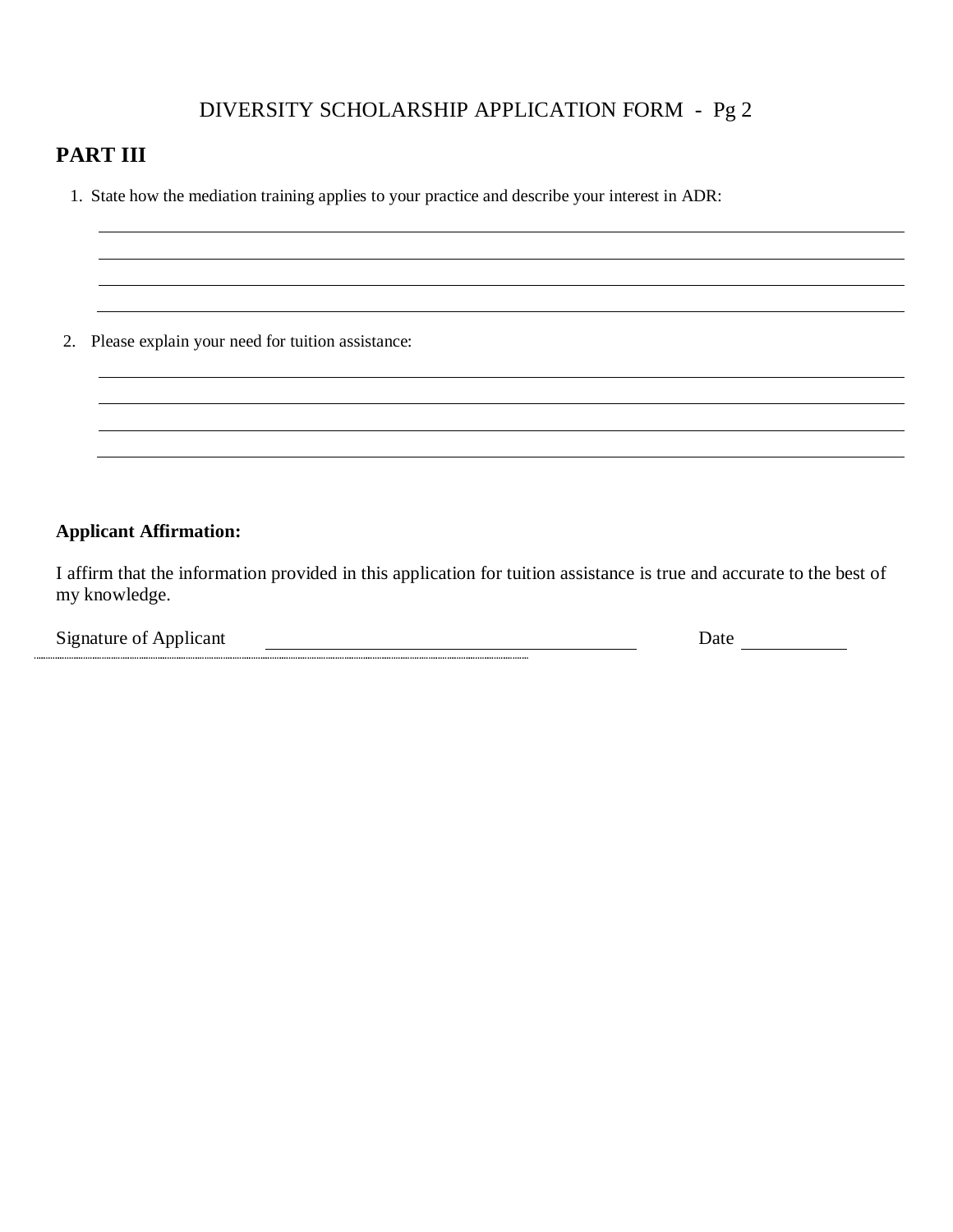DIVERSITY SCHOLARSHIP APPLICATION FORM - Pg 2

## PART III

1. State how the mediation training applies to your practice and describe your interest in ADR:

______________________________________________________________________

______________________________________________________________________

______________________________________________________________________

______________________________________________________________________

2. Please explain your need for tuition assistance:

______________________________________________________________________

______________________________________________________________________

______________________________________________________________________

______________________________________________________________________

**Applicant Affirmation:**

I affirm that the information provided in this application for tuition assistance is true and accurate to the best of my knowledge.

Signature of Applicant ______________________________ Date ____________